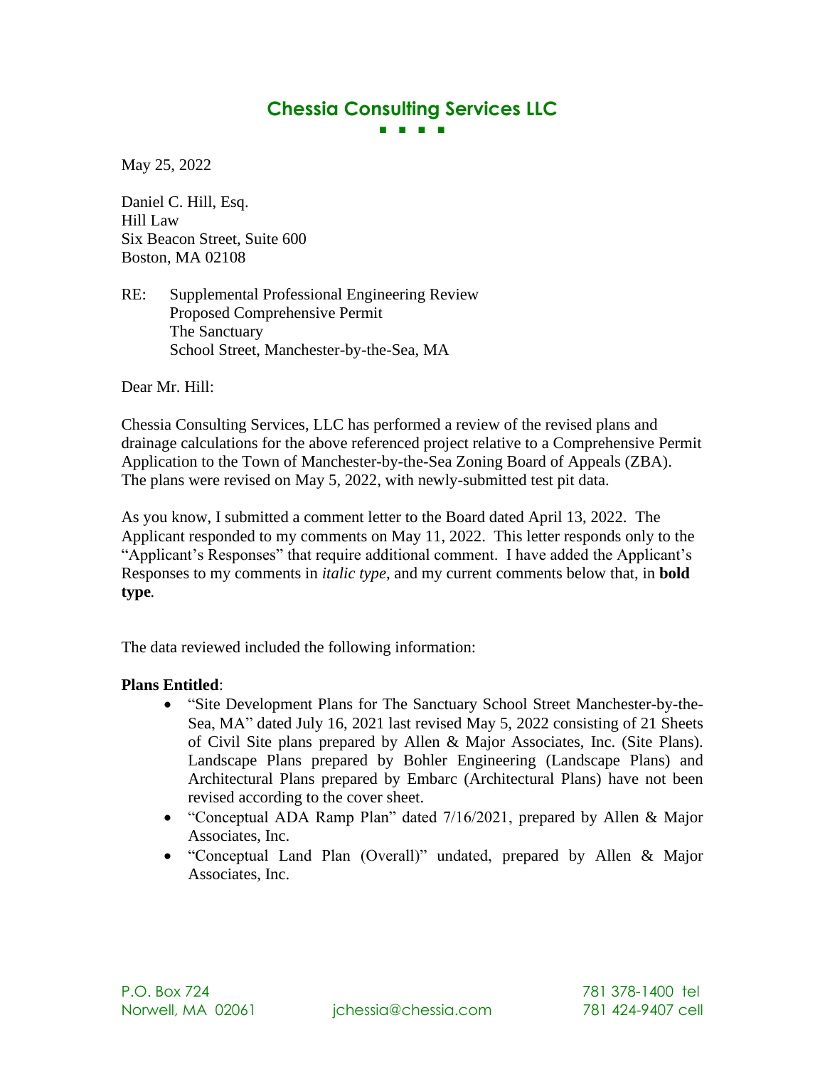# Chessia Consulting Services LLC

May 25, 2022

Daniel C. Hill, Esq.
Hill Law
Six Beacon Street, Suite 600
Boston, MA 02108

RE: Supplemental Professional Engineering Review
Proposed Comprehensive Permit
The Sanctuary
School Street, Manchester-by-the-Sea, MA

Dear Mr. Hill:

Chessia Consulting Services, LLC has performed a review of the revised plans and drainage calculations for the above referenced project relative to a Comprehensive Permit Application to the Town of Manchester-by-the-Sea Zoning Board of Appeals (ZBA). The plans were revised on May 5, 2022, with newly-submitted test pit data.

As you know, I submitted a comment letter to the Board dated April 13, 2022. The Applicant responded to my comments on May 11, 2022. This letter responds only to the "Applicant's Responses" that require additional comment. I have added the Applicant's Responses to my comments in *italic type*, and my current comments below that, in **bold type**.

The data reviewed included the following information:

**Plans Entitled**:

- "Site Development Plans for The Sanctuary School Street Manchester-by-the-Sea, MA" dated July 16, 2021 last revised May 5, 2022 consisting of 21 Sheets of Civil Site plans prepared by Allen & Major Associates, Inc. (Site Plans). Landscape Plans prepared by Bohler Engineering (Landscape Plans) and Architectural Plans prepared by Embarc (Architectural Plans) have not been revised according to the cover sheet.
- "Conceptual ADA Ramp Plan" dated 7/16/2021, prepared by Allen & Major Associates, Inc.
- "Conceptual Land Plan (Overall)" undated, prepared by Allen & Major Associates, Inc.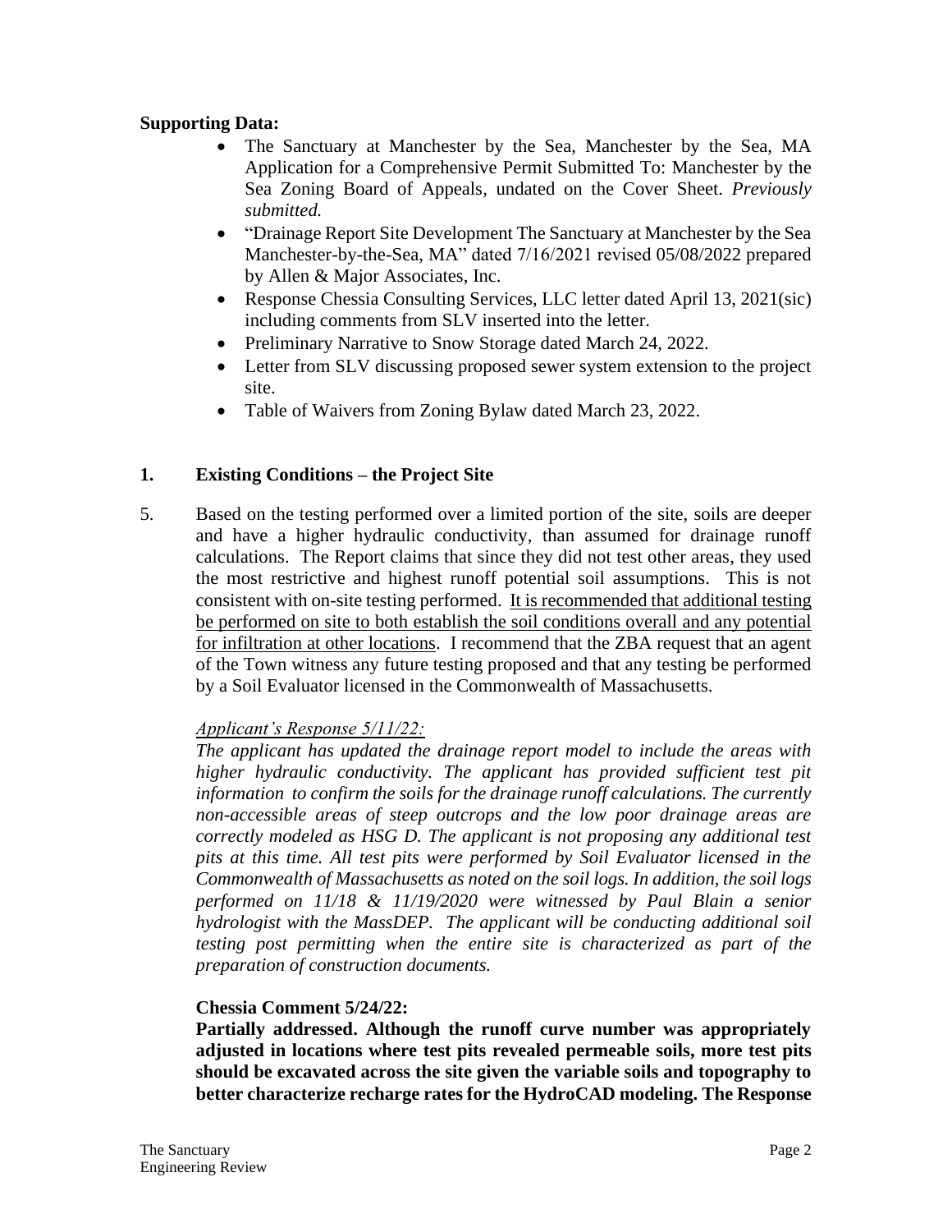**Supporting Data:**

- The Sanctuary at Manchester by the Sea, Manchester by the Sea, MA Application for a Comprehensive Permit Submitted To: Manchester by the Sea Zoning Board of Appeals, undated on the Cover Sheet. *Previously submitted.*
- "Drainage Report Site Development The Sanctuary at Manchester by the Sea Manchester-by-the-Sea, MA" dated 7/16/2021 revised 05/08/2022 prepared by Allen & Major Associates, Inc.
- Response Chessia Consulting Services, LLC letter dated April 13, 2021(sic) including comments from SLV inserted into the letter.
- Preliminary Narrative to Snow Storage dated March 24, 2022.
- Letter from SLV discussing proposed sewer system extension to the project site.
- Table of Waivers from Zoning Bylaw dated March 23, 2022.

## 1. Existing Conditions – the Project Site

5. Based on the testing performed over a limited portion of the site, soils are deeper and have a higher hydraulic conductivity, than assumed for drainage runoff calculations. The Report claims that since they did not test other areas, they used the most restrictive and highest runoff potential soil assumptions. This is not consistent with on-site testing performed. <u>It is recommended that additional testing be performed on site to both establish the soil conditions overall and any potential for infiltration at other locations</u>. I recommend that the ZBA request that an agent of the Town witness any future testing proposed and that any testing be performed by a Soil Evaluator licensed in the Commonwealth of Massachusetts.

   <u>*Applicant's Response 5/11/22:*</u>

   *The applicant has updated the drainage report model to include the areas with higher hydraulic conductivity. The applicant has provided sufficient test pit information to confirm the soils for the drainage runoff calculations. The currently non-accessible areas of steep outcrops and the low poor drainage areas are correctly modeled as HSG D. The applicant is not proposing any additional test pits at this time. All test pits were performed by Soil Evaluator licensed in the Commonwealth of Massachusetts as noted on the soil logs. In addition, the soil logs performed on 11/18 & 11/19/2020 were witnessed by Paul Blain a senior hydrologist with the MassDEP. The applicant will be conducting additional soil testing post permitting when the entire site is characterized as part of the preparation of construction documents.*

   **Chessia Comment 5/24/22:**

   **Partially addressed. Although the runoff curve number was appropriately adjusted in locations where test pits revealed permeable soils, more test pits should be excavated across the site given the variable soils and topography to better characterize recharge rates for the HydroCAD modeling. The Response**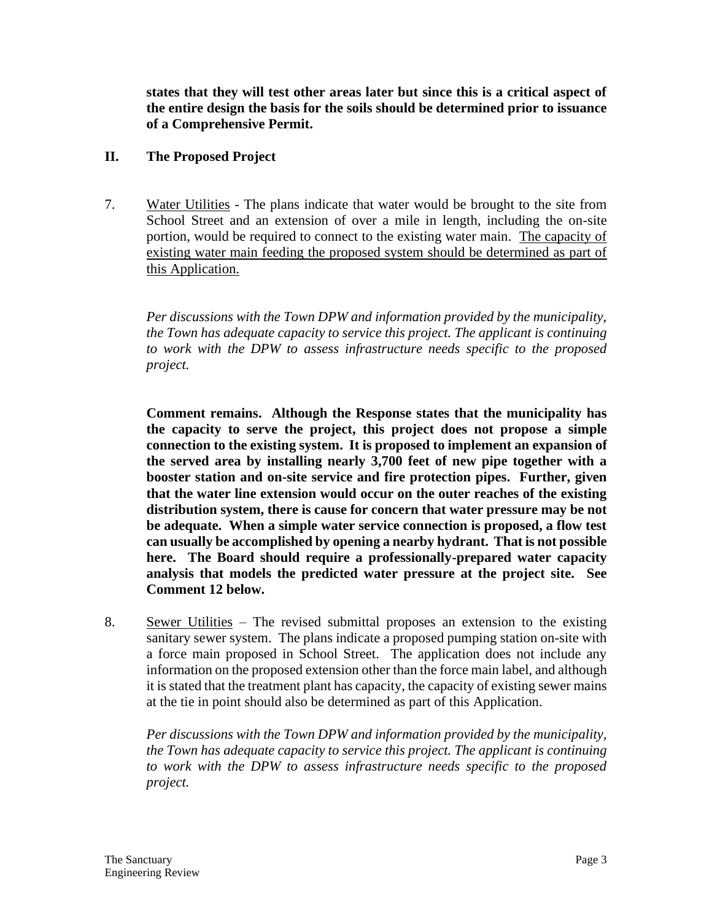**states that they will test other areas later but since this is a critical aspect of the entire design the basis for the soils should be determined prior to issuance of a Comprehensive Permit.**

## II. The Proposed Project

7. Water Utilities - The plans indicate that water would be brought to the site from School Street and an extension of over a mile in length, including the on-site portion, would be required to connect to the existing water main. The capacity of existing water main feeding the proposed system should be determined as part of this Application.

   *Per discussions with the Town DPW and information provided by the municipality, the Town has adequate capacity to service this project. The applicant is continuing to work with the DPW to assess infrastructure needs specific to the proposed project.*

   **Comment remains. Although the Response states that the municipality has the capacity to serve the project, this project does not propose a simple connection to the existing system. It is proposed to implement an expansion of the served area by installing nearly 3,700 feet of new pipe together with a booster station and on-site service and fire protection pipes. Further, given that the water line extension would occur on the outer reaches of the existing distribution system, there is cause for concern that water pressure may be not be adequate. When a simple water service connection is proposed, a flow test can usually be accomplished by opening a nearby hydrant. That is not possible here. The Board should require a professionally-prepared water capacity analysis that models the predicted water pressure at the project site. See Comment 12 below.**

8. Sewer Utilities – The revised submittal proposes an extension to the existing sanitary sewer system. The plans indicate a proposed pumping station on-site with a force main proposed in School Street. The application does not include any information on the proposed extension other than the force main label, and although it is stated that the treatment plant has capacity, the capacity of existing sewer mains at the tie in point should also be determined as part of this Application.

   *Per discussions with the Town DPW and information provided by the municipality, the Town has adequate capacity to service this project. The applicant is continuing to work with the DPW to assess infrastructure needs specific to the proposed project.*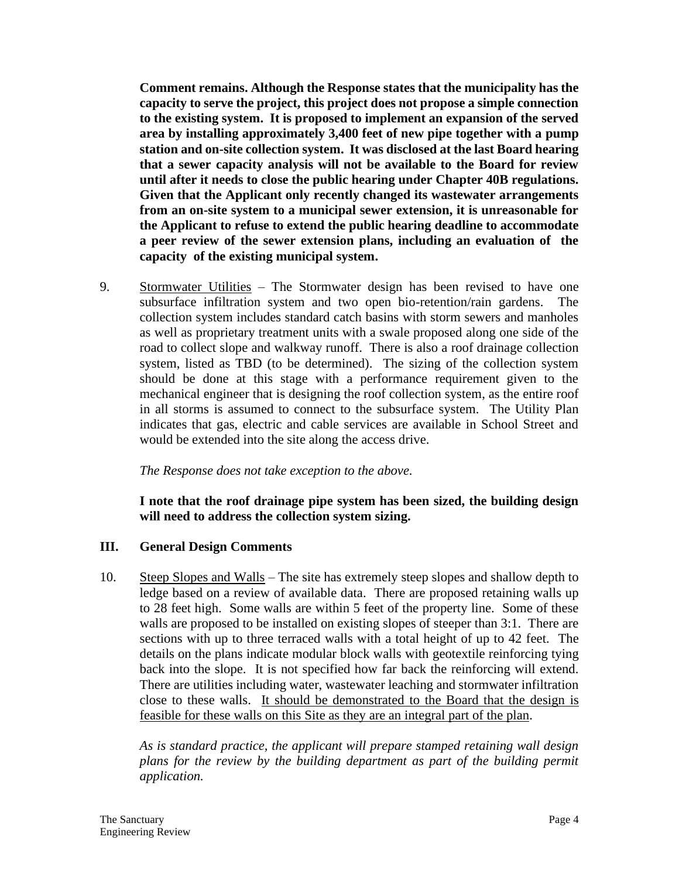**Comment remains. Although the Response states that the municipality has the capacity to serve the project, this project does not propose a simple connection to the existing system. It is proposed to implement an expansion of the served area by installing approximately 3,400 feet of new pipe together with a pump station and on-site collection system. It was disclosed at the last Board hearing that a sewer capacity analysis will not be available to the Board for review until after it needs to close the public hearing under Chapter 40B regulations. Given that the Applicant only recently changed its wastewater arrangements from an on-site system to a municipal sewer extension, it is unreasonable for the Applicant to refuse to extend the public hearing deadline to accommodate a peer review of the sewer extension plans, including an evaluation of the capacity of the existing municipal system.**

9. Stormwater Utilities – The Stormwater design has been revised to have one subsurface infiltration system and two open bio-retention/rain gardens. The collection system includes standard catch basins with storm sewers and manholes as well as proprietary treatment units with a swale proposed along one side of the road to collect slope and walkway runoff. There is also a roof drainage collection system, listed as TBD (to be determined). The sizing of the collection system should be done at this stage with a performance requirement given to the mechanical engineer that is designing the roof collection system, as the entire roof in all storms is assumed to connect to the subsurface system. The Utility Plan indicates that gas, electric and cable services are available in School Street and would be extended into the site along the access drive.

   *The Response does not take exception to the above.*

   **I note that the roof drainage pipe system has been sized, the building design will need to address the collection system sizing.**

## III. General Design Comments

10. Steep Slopes and Walls – The site has extremely steep slopes and shallow depth to ledge based on a review of available data. There are proposed retaining walls up to 28 feet high. Some walls are within 5 feet of the property line. Some of these walls are proposed to be installed on existing slopes of steeper than 3:1. There are sections with up to three terraced walls with a total height of up to 42 feet. The details on the plans indicate modular block walls with geotextile reinforcing tying back into the slope. It is not specified how far back the reinforcing will extend. There are utilities including water, wastewater leaching and stormwater infiltration close to these walls. It should be demonstrated to the Board that the design is feasible for these walls on this Site as they are an integral part of the plan.

    *As is standard practice, the applicant will prepare stamped retaining wall design plans for the review by the building department as part of the building permit application.*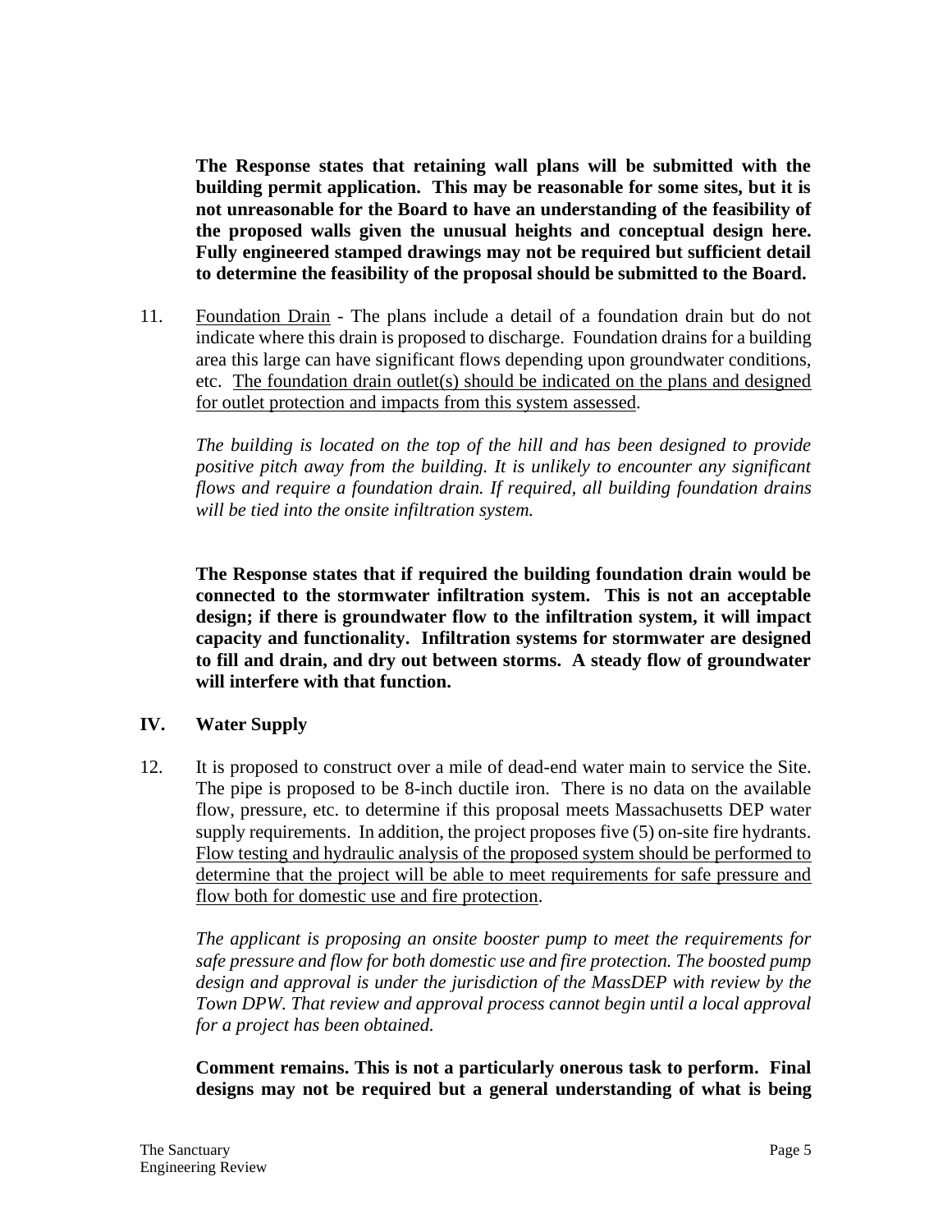**The Response states that retaining wall plans will be submitted with the building permit application. This may be reasonable for some sites, but it is not unreasonable for the Board to have an understanding of the feasibility of the proposed walls given the unusual heights and conceptual design here. Fully engineered stamped drawings may not be required but sufficient detail to determine the feasibility of the proposal should be submitted to the Board.**

11. <u>Foundation Drain</u> - The plans include a detail of a foundation drain but do not indicate where this drain is proposed to discharge. Foundation drains for a building area this large can have significant flows depending upon groundwater conditions, etc. <u>The foundation drain outlet(s) should be indicated on the plans and designed for outlet protection and impacts from this system assessed</u>.

    *The building is located on the top of the hill and has been designed to provide positive pitch away from the building. It is unlikely to encounter any significant flows and require a foundation drain. If required, all building foundation drains will be tied into the onsite infiltration system.*

    **The Response states that if required the building foundation drain would be connected to the stormwater infiltration system. This is not an acceptable design; if there is groundwater flow to the infiltration system, it will impact capacity and functionality. Infiltration systems for stormwater are designed to fill and drain, and dry out between storms. A steady flow of groundwater will interfere with that function.**

## IV. Water Supply

12. It is proposed to construct over a mile of dead-end water main to service the Site. The pipe is proposed to be 8-inch ductile iron. There is no data on the available flow, pressure, etc. to determine if this proposal meets Massachusetts DEP water supply requirements. In addition, the project proposes five (5) on-site fire hydrants. <u>Flow testing and hydraulic analysis of the proposed system should be performed to determine that the project will be able to meet requirements for safe pressure and flow both for domestic use and fire protection</u>.

    *The applicant is proposing an onsite booster pump to meet the requirements for safe pressure and flow for both domestic use and fire protection. The boosted pump design and approval is under the jurisdiction of the MassDEP with review by the Town DPW. That review and approval process cannot begin until a local approval for a project has been obtained.*

    **Comment remains. This is not a particularly onerous task to perform. Final designs may not be required but a general understanding of what is being**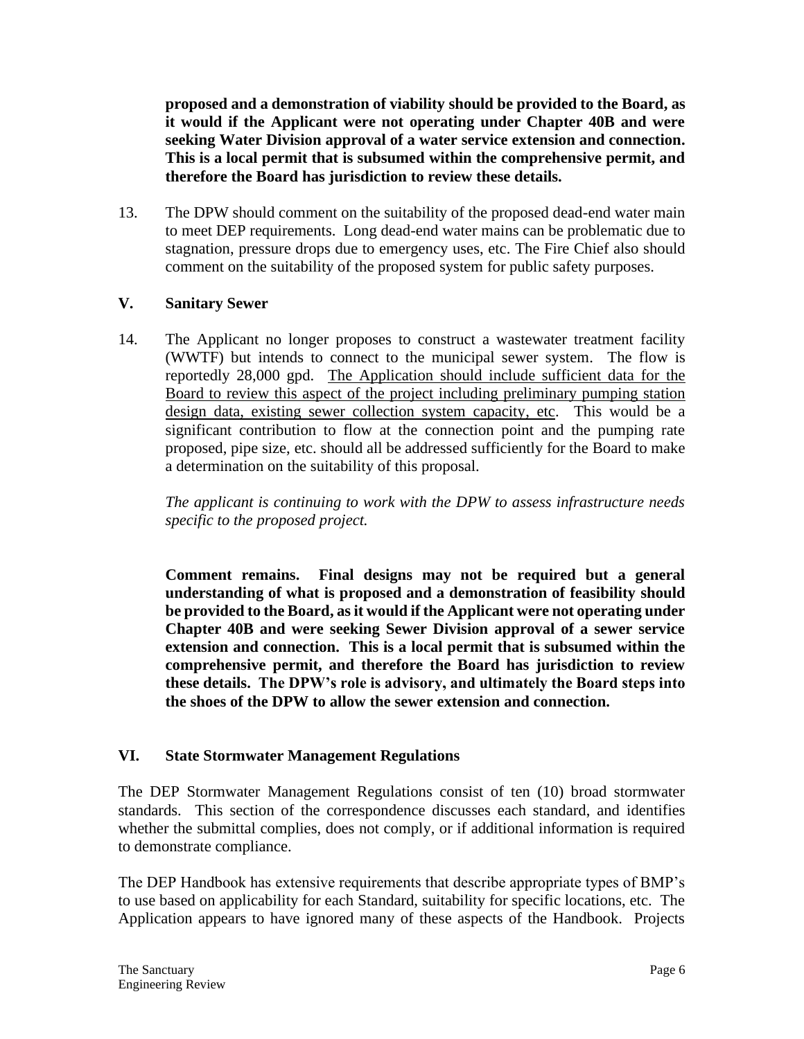**proposed and a demonstration of viability should be provided to the Board, as it would if the Applicant were not operating under Chapter 40B and were seeking Water Division approval of a water service extension and connection. This is a local permit that is subsumed within the comprehensive permit, and therefore the Board has jurisdiction to review these details.**

13. The DPW should comment on the suitability of the proposed dead-end water main to meet DEP requirements. Long dead-end water mains can be problematic due to stagnation, pressure drops due to emergency uses, etc. The Fire Chief also should comment on the suitability of the proposed system for public safety purposes.

## V. Sanitary Sewer

14. The Applicant no longer proposes to construct a wastewater treatment facility (WWTF) but intends to connect to the municipal sewer system. The flow is reportedly 28,000 gpd. <u>The Application should include sufficient data for the Board to review this aspect of the project including preliminary pumping station design data, existing sewer collection system capacity, etc</u>. This would be a significant contribution to flow at the connection point and the pumping rate proposed, pipe size, etc. should all be addressed sufficiently for the Board to make a determination on the suitability of this proposal.

    *The applicant is continuing to work with the DPW to assess infrastructure needs specific to the proposed project.*

    **Comment remains. Final designs may not be required but a general understanding of what is proposed and a demonstration of feasibility should be provided to the Board, as it would if the Applicant were not operating under Chapter 40B and were seeking Sewer Division approval of a sewer service extension and connection. This is a local permit that is subsumed within the comprehensive permit, and therefore the Board has jurisdiction to review these details. The DPW's role is advisory, and ultimately the Board steps into the shoes of the DPW to allow the sewer extension and connection.**

## VI. State Stormwater Management Regulations

The DEP Stormwater Management Regulations consist of ten (10) broad stormwater standards. This section of the correspondence discusses each standard, and identifies whether the submittal complies, does not comply, or if additional information is required to demonstrate compliance.

The DEP Handbook has extensive requirements that describe appropriate types of BMP's to use based on applicability for each Standard, suitability for specific locations, etc. The Application appears to have ignored many of these aspects of the Handbook. Projects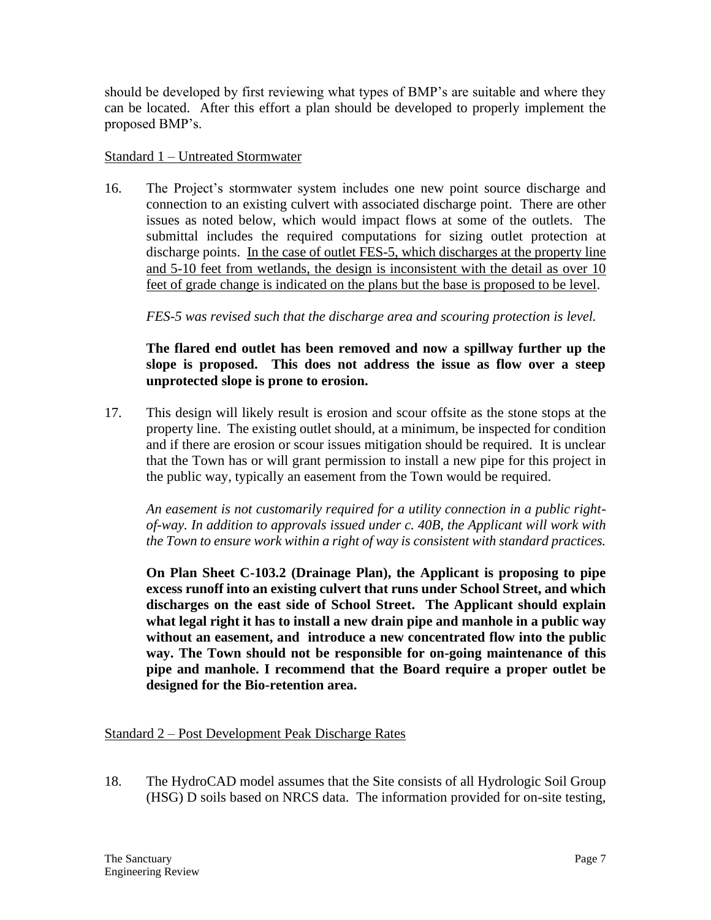should be developed by first reviewing what types of BMP's are suitable and where they can be located. After this effort a plan should be developed to properly implement the proposed BMP's.

<u>Standard 1 – Untreated Stormwater</u>

16. The Project's stormwater system includes one new point source discharge and connection to an existing culvert with associated discharge point. There are other issues as noted below, which would impact flows at some of the outlets. The submittal includes the required computations for sizing outlet protection at discharge points. <u>In the case of outlet FES-5, which discharges at the property line and 5-10 feet from wetlands, the design is inconsistent with the detail as over 10 feet of grade change is indicated on the plans but the base is proposed to be level</u>.

    *FES-5 was revised such that the discharge area and scouring protection is level.*

    **The flared end outlet has been removed and now a spillway further up the slope is proposed. This does not address the issue as flow over a steep unprotected slope is prone to erosion.**

17. This design will likely result is erosion and scour offsite as the stone stops at the property line. The existing outlet should, at a minimum, be inspected for condition and if there are erosion or scour issues mitigation should be required. It is unclear that the Town has or will grant permission to install a new pipe for this project in the public way, typically an easement from the Town would be required.

    *An easement is not customarily required for a utility connection in a public right-of-way. In addition to approvals issued under c. 40B, the Applicant will work with the Town to ensure work within a right of way is consistent with standard practices.*

    **On Plan Sheet C-103.2 (Drainage Plan), the Applicant is proposing to pipe excess runoff into an existing culvert that runs under School Street, and which discharges on the east side of School Street. The Applicant should explain what legal right it has to install a new drain pipe and manhole in a public way without an easement, and introduce a new concentrated flow into the public way. The Town should not be responsible for on-going maintenance of this pipe and manhole. I recommend that the Board require a proper outlet be designed for the Bio-retention area.**

<u>Standard 2 – Post Development Peak Discharge Rates</u>

18. The HydroCAD model assumes that the Site consists of all Hydrologic Soil Group (HSG) D soils based on NRCS data. The information provided for on-site testing,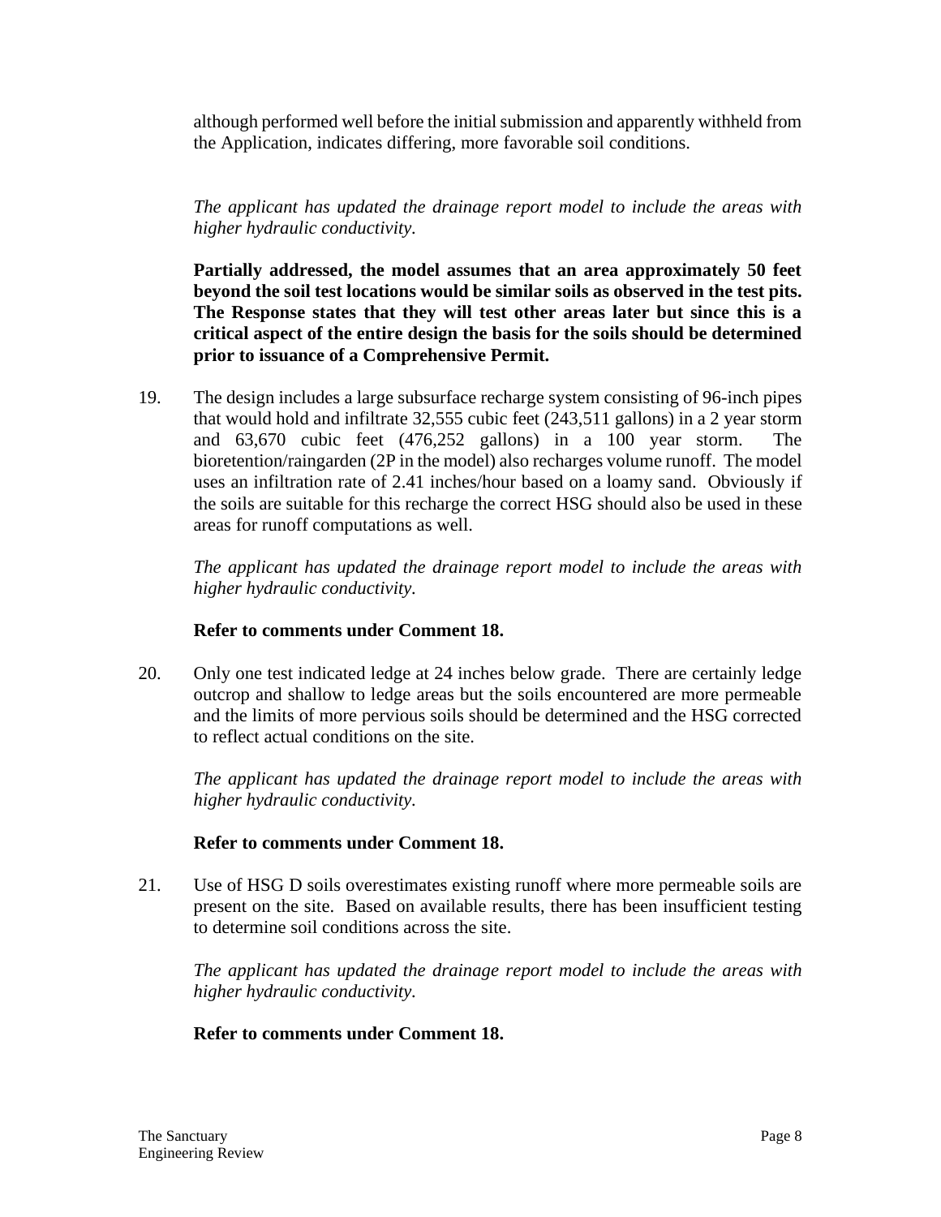although performed well before the initial submission and apparently withheld from the Application, indicates differing, more favorable soil conditions.

*The applicant has updated the drainage report model to include the areas with higher hydraulic conductivity.*

**Partially addressed, the model assumes that an area approximately 50 feet beyond the soil test locations would be similar soils as observed in the test pits. The Response states that they will test other areas later but since this is a critical aspect of the entire design the basis for the soils should be determined prior to issuance of a Comprehensive Permit.**

19. The design includes a large subsurface recharge system consisting of 96-inch pipes that would hold and infiltrate 32,555 cubic feet (243,511 gallons) in a 2 year storm and 63,670 cubic feet (476,252 gallons) in a 100 year storm. The bioretention/raingarden (2P in the model) also recharges volume runoff. The model uses an infiltration rate of 2.41 inches/hour based on a loamy sand. Obviously if the soils are suitable for this recharge the correct HSG should also be used in these areas for runoff computations as well.

    *The applicant has updated the drainage report model to include the areas with higher hydraulic conductivity.*

    **Refer to comments under Comment 18.**

20. Only one test indicated ledge at 24 inches below grade. There are certainly ledge outcrop and shallow to ledge areas but the soils encountered are more permeable and the limits of more pervious soils should be determined and the HSG corrected to reflect actual conditions on the site.

    *The applicant has updated the drainage report model to include the areas with higher hydraulic conductivity.*

    **Refer to comments under Comment 18.**

21. Use of HSG D soils overestimates existing runoff where more permeable soils are present on the site. Based on available results, there has been insufficient testing to determine soil conditions across the site.

    *The applicant has updated the drainage report model to include the areas with higher hydraulic conductivity.*

    **Refer to comments under Comment 18.**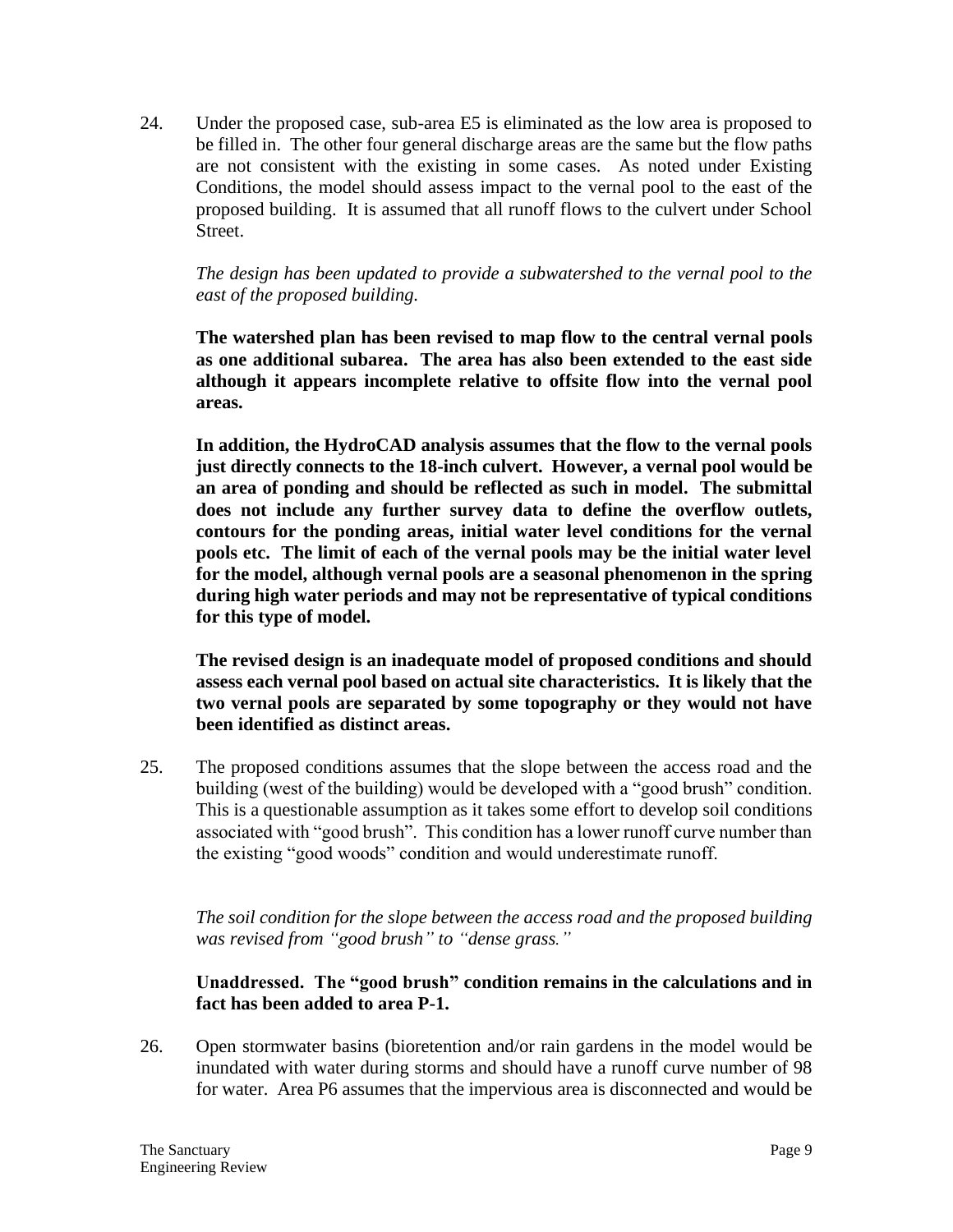24. Under the proposed case, sub-area E5 is eliminated as the low area is proposed to be filled in. The other four general discharge areas are the same but the flow paths are not consistent with the existing in some cases. As noted under Existing Conditions, the model should assess impact to the vernal pool to the east of the proposed building. It is assumed that all runoff flows to the culvert under School Street.

   *The design has been updated to provide a subwatershed to the vernal pool to the east of the proposed building.*

   **The watershed plan has been revised to map flow to the central vernal pools as one additional subarea. The area has also been extended to the east side although it appears incomplete relative to offsite flow into the vernal pool areas.**

   **In addition, the HydroCAD analysis assumes that the flow to the vernal pools just directly connects to the 18-inch culvert. However, a vernal pool would be an area of ponding and should be reflected as such in model. The submittal does not include any further survey data to define the overflow outlets, contours for the ponding areas, initial water level conditions for the vernal pools etc. The limit of each of the vernal pools may be the initial water level for the model, although vernal pools are a seasonal phenomenon in the spring during high water periods and may not be representative of typical conditions for this type of model.**

   **The revised design is an inadequate model of proposed conditions and should assess each vernal pool based on actual site characteristics. It is likely that the two vernal pools are separated by some topography or they would not have been identified as distinct areas.**

25. The proposed conditions assumes that the slope between the access road and the building (west of the building) would be developed with a "good brush" condition. This is a questionable assumption as it takes some effort to develop soil conditions associated with "good brush". This condition has a lower runoff curve number than the existing "good woods" condition and would underestimate runoff.

   *The soil condition for the slope between the access road and the proposed building was revised from "good brush" to "dense grass."*

   **Unaddressed. The "good brush" condition remains in the calculations and in fact has been added to area P-1.**

26. Open stormwater basins (bioretention and/or rain gardens in the model would be inundated with water during storms and should have a runoff curve number of 98 for water. Area P6 assumes that the impervious area is disconnected and would be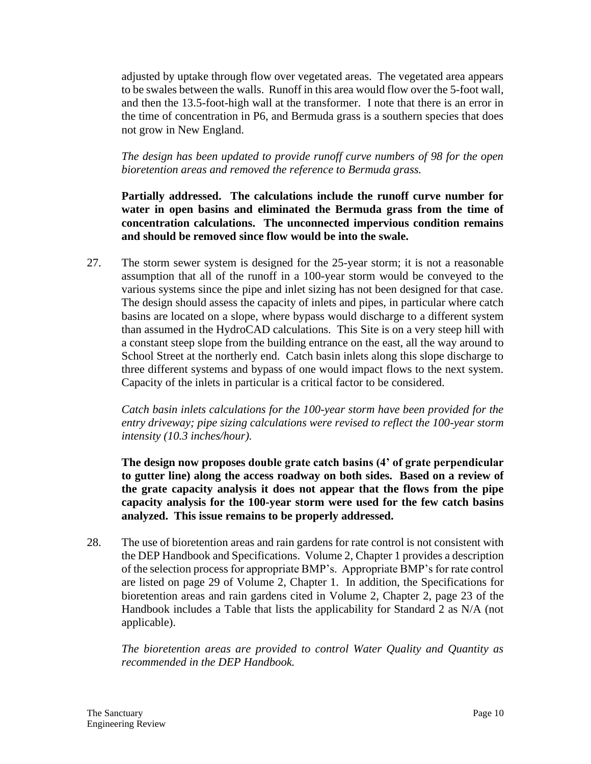adjusted by uptake through flow over vegetated areas. The vegetated area appears to be swales between the walls. Runoff in this area would flow over the 5-foot wall, and then the 13.5-foot-high wall at the transformer. I note that there is an error in the time of concentration in P6, and Bermuda grass is a southern species that does not grow in New England.

*The design has been updated to provide runoff curve numbers of 98 for the open bioretention areas and removed the reference to Bermuda grass.*

**Partially addressed. The calculations include the runoff curve number for water in open basins and eliminated the Bermuda grass from the time of concentration calculations. The unconnected impervious condition remains and should be removed since flow would be into the swale.**

27. The storm sewer system is designed for the 25-year storm; it is not a reasonable assumption that all of the runoff in a 100-year storm would be conveyed to the various systems since the pipe and inlet sizing has not been designed for that case. The design should assess the capacity of inlets and pipes, in particular where catch basins are located on a slope, where bypass would discharge to a different system than assumed in the HydroCAD calculations. This Site is on a very steep hill with a constant steep slope from the building entrance on the east, all the way around to School Street at the northerly end. Catch basin inlets along this slope discharge to three different systems and bypass of one would impact flows to the next system. Capacity of the inlets in particular is a critical factor to be considered.

    *Catch basin inlets calculations for the 100-year storm have been provided for the entry driveway; pipe sizing calculations were revised to reflect the 100-year storm intensity (10.3 inches/hour).*

    **The design now proposes double grate catch basins (4' of grate perpendicular to gutter line) along the access roadway on both sides. Based on a review of the grate capacity analysis it does not appear that the flows from the pipe capacity analysis for the 100-year storm were used for the few catch basins analyzed. This issue remains to be properly addressed.**

28. The use of bioretention areas and rain gardens for rate control is not consistent with the DEP Handbook and Specifications. Volume 2, Chapter 1 provides a description of the selection process for appropriate BMP's. Appropriate BMP's for rate control are listed on page 29 of Volume 2, Chapter 1. In addition, the Specifications for bioretention areas and rain gardens cited in Volume 2, Chapter 2, page 23 of the Handbook includes a Table that lists the applicability for Standard 2 as N/A (not applicable).

    *The bioretention areas are provided to control Water Quality and Quantity as recommended in the DEP Handbook.*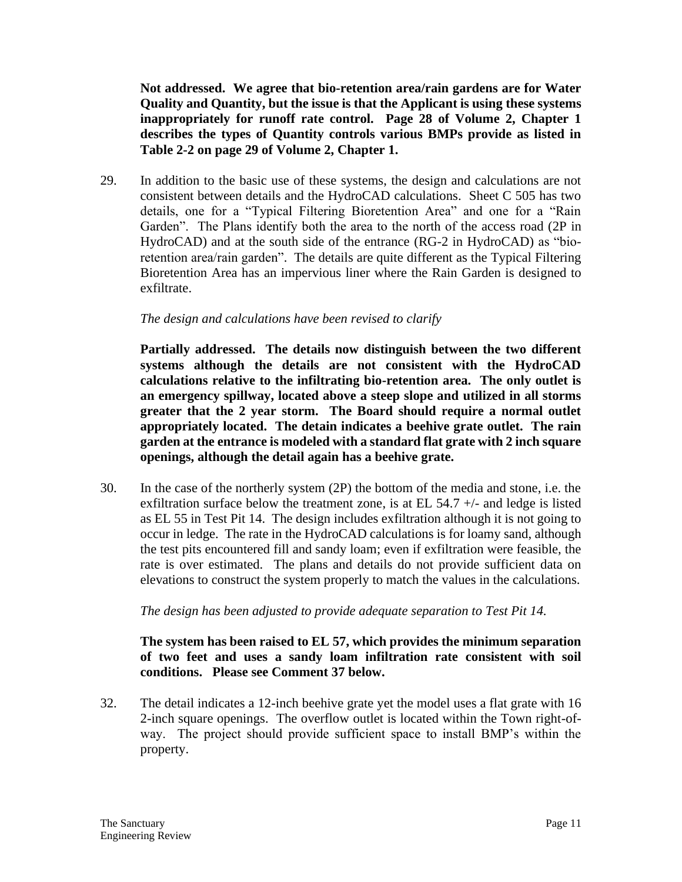**Not addressed. We agree that bio-retention area/rain gardens are for Water Quality and Quantity, but the issue is that the Applicant is using these systems inappropriately for runoff rate control. Page 28 of Volume 2, Chapter 1 describes the types of Quantity controls various BMPs provide as listed in Table 2-2 on page 29 of Volume 2, Chapter 1.**

29. In addition to the basic use of these systems, the design and calculations are not consistent between details and the HydroCAD calculations. Sheet C 505 has two details, one for a "Typical Filtering Bioretention Area" and one for a "Rain Garden". The Plans identify both the area to the north of the access road (2P in HydroCAD) and at the south side of the entrance (RG-2 in HydroCAD) as "bio-retention area/rain garden". The details are quite different as the Typical Filtering Bioretention Area has an impervious liner where the Rain Garden is designed to exfiltrate.

    *The design and calculations have been revised to clarify*

    **Partially addressed. The details now distinguish between the two different systems although the details are not consistent with the HydroCAD calculations relative to the infiltrating bio-retention area. The only outlet is an emergency spillway, located above a steep slope and utilized in all storms greater that the 2 year storm. The Board should require a normal outlet appropriately located. The detain indicates a beehive grate outlet. The rain garden at the entrance is modeled with a standard flat grate with 2 inch square openings, although the detail again has a beehive grate.**

30. In the case of the northerly system (2P) the bottom of the media and stone, i.e. the exfiltration surface below the treatment zone, is at EL 54.7 +/- and ledge is listed as EL 55 in Test Pit 14. The design includes exfiltration although it is not going to occur in ledge. The rate in the HydroCAD calculations is for loamy sand, although the test pits encountered fill and sandy loam; even if exfiltration were feasible, the rate is over estimated. The plans and details do not provide sufficient data on elevations to construct the system properly to match the values in the calculations.

    *The design has been adjusted to provide adequate separation to Test Pit 14.*

    **The system has been raised to EL 57, which provides the minimum separation of two feet and uses a sandy loam infiltration rate consistent with soil conditions. Please see Comment 37 below.**

32. The detail indicates a 12-inch beehive grate yet the model uses a flat grate with 16 2-inch square openings. The overflow outlet is located within the Town right-of-way. The project should provide sufficient space to install BMP's within the property.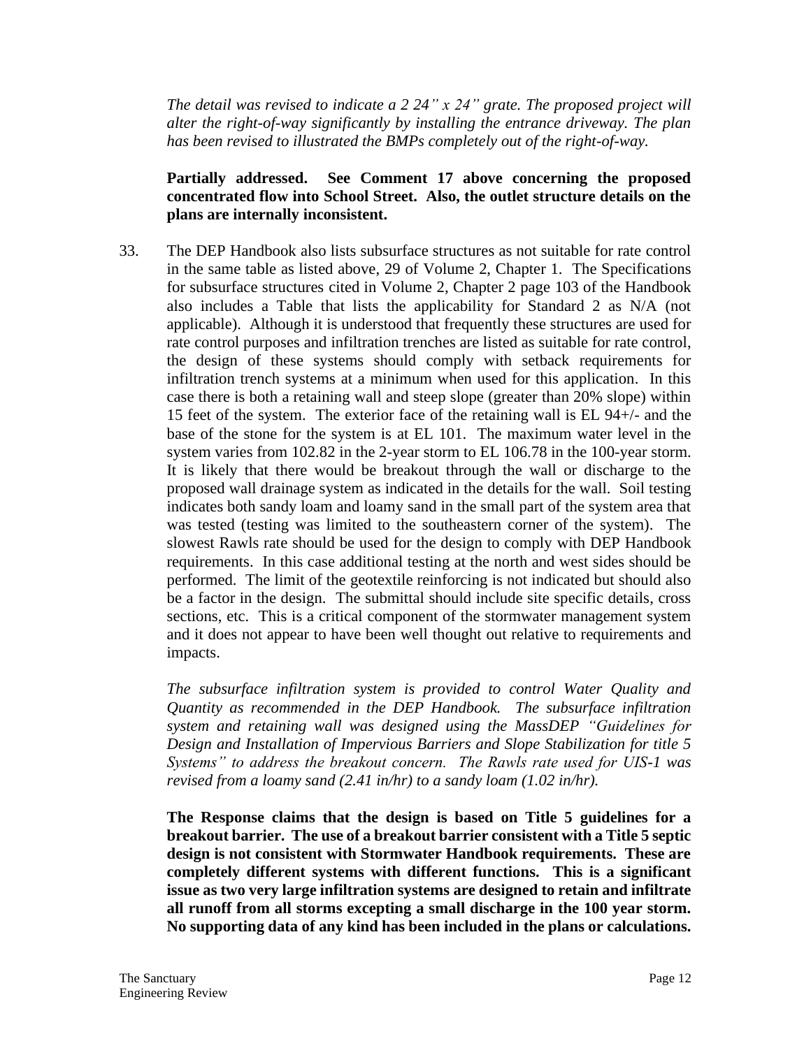*The detail was revised to indicate a 2 24" x 24" grate. The proposed project will alter the right-of-way significantly by installing the entrance driveway. The plan has been revised to illustrated the BMPs completely out of the right-of-way.*

**Partially addressed. See Comment 17 above concerning the proposed concentrated flow into School Street. Also, the outlet structure details on the plans are internally inconsistent.**

33. The DEP Handbook also lists subsurface structures as not suitable for rate control in the same table as listed above, 29 of Volume 2, Chapter 1. The Specifications for subsurface structures cited in Volume 2, Chapter 2 page 103 of the Handbook also includes a Table that lists the applicability for Standard 2 as N/A (not applicable). Although it is understood that frequently these structures are used for rate control purposes and infiltration trenches are listed as suitable for rate control, the design of these systems should comply with setback requirements for infiltration trench systems at a minimum when used for this application. In this case there is both a retaining wall and steep slope (greater than 20% slope) within 15 feet of the system. The exterior face of the retaining wall is EL 94+/- and the base of the stone for the system is at EL 101. The maximum water level in the system varies from 102.82 in the 2-year storm to EL 106.78 in the 100-year storm. It is likely that there would be breakout through the wall or discharge to the proposed wall drainage system as indicated in the details for the wall. Soil testing indicates both sandy loam and loamy sand in the small part of the system area that was tested (testing was limited to the southeastern corner of the system). The slowest Rawls rate should be used for the design to comply with DEP Handbook requirements. In this case additional testing at the north and west sides should be performed. The limit of the geotextile reinforcing is not indicated but should also be a factor in the design. The submittal should include site specific details, cross sections, etc. This is a critical component of the stormwater management system and it does not appear to have been well thought out relative to requirements and impacts.

    *The subsurface infiltration system is provided to control Water Quality and Quantity as recommended in the DEP Handbook. The subsurface infiltration system and retaining wall was designed using the MassDEP "Guidelines for Design and Installation of Impervious Barriers and Slope Stabilization for title 5 Systems" to address the breakout concern. The Rawls rate used for UIS-1 was revised from a loamy sand (2.41 in/hr) to a sandy loam (1.02 in/hr).*

    **The Response claims that the design is based on Title 5 guidelines for a breakout barrier. The use of a breakout barrier consistent with a Title 5 septic design is not consistent with Stormwater Handbook requirements. These are completely different systems with different functions. This is a significant issue as two very large infiltration systems are designed to retain and infiltrate all runoff from all storms excepting a small discharge in the 100 year storm. No supporting data of any kind has been included in the plans or calculations.**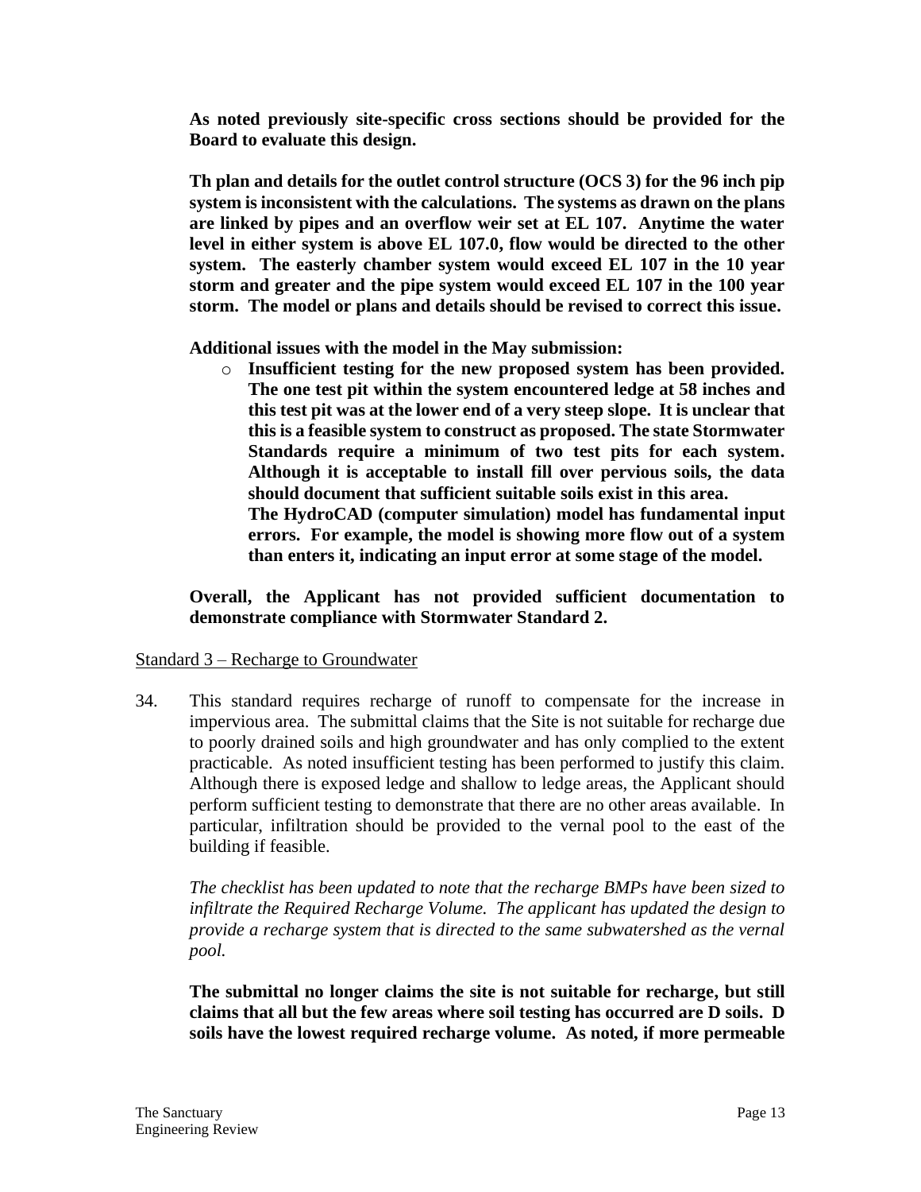**As noted previously site-specific cross sections should be provided for the Board to evaluate this design.**

**Th plan and details for the outlet control structure (OCS 3) for the 96 inch pip system is inconsistent with the calculations. The systems as drawn on the plans are linked by pipes and an overflow weir set at EL 107. Anytime the water level in either system is above EL 107.0, flow would be directed to the other system. The easterly chamber system would exceed EL 107 in the 10 year storm and greater and the pipe system would exceed EL 107 in the 100 year storm. The model or plans and details should be revised to correct this issue.**

**Additional issues with the model in the May submission:**

- **Insufficient testing for the new proposed system has been provided. The one test pit within the system encountered ledge at 58 inches and this test pit was at the lower end of a very steep slope. It is unclear that this is a feasible system to construct as proposed. The state Stormwater Standards require a minimum of two test pits for each system. Although it is acceptable to install fill over pervious soils, the data should document that sufficient suitable soils exist in this area.**
  **The HydroCAD (computer simulation) model has fundamental input errors. For example, the model is showing more flow out of a system than enters it, indicating an input error at some stage of the model.**

**Overall, the Applicant has not provided sufficient documentation to demonstrate compliance with Stormwater Standard 2.**

Standard 3 – Recharge to Groundwater

34. This standard requires recharge of runoff to compensate for the increase in impervious area. The submittal claims that the Site is not suitable for recharge due to poorly drained soils and high groundwater and has only complied to the extent practicable. As noted insufficient testing has been performed to justify this claim. Although there is exposed ledge and shallow to ledge areas, the Applicant should perform sufficient testing to demonstrate that there are no other areas available. In particular, infiltration should be provided to the vernal pool to the east of the building if feasible.

    *The checklist has been updated to note that the recharge BMPs have been sized to infiltrate the Required Recharge Volume. The applicant has updated the design to provide a recharge system that is directed to the same subwatershed as the vernal pool.*

    **The submittal no longer claims the site is not suitable for recharge, but still claims that all but the few areas where soil testing has occurred are D soils. D soils have the lowest required recharge volume. As noted, if more permeable**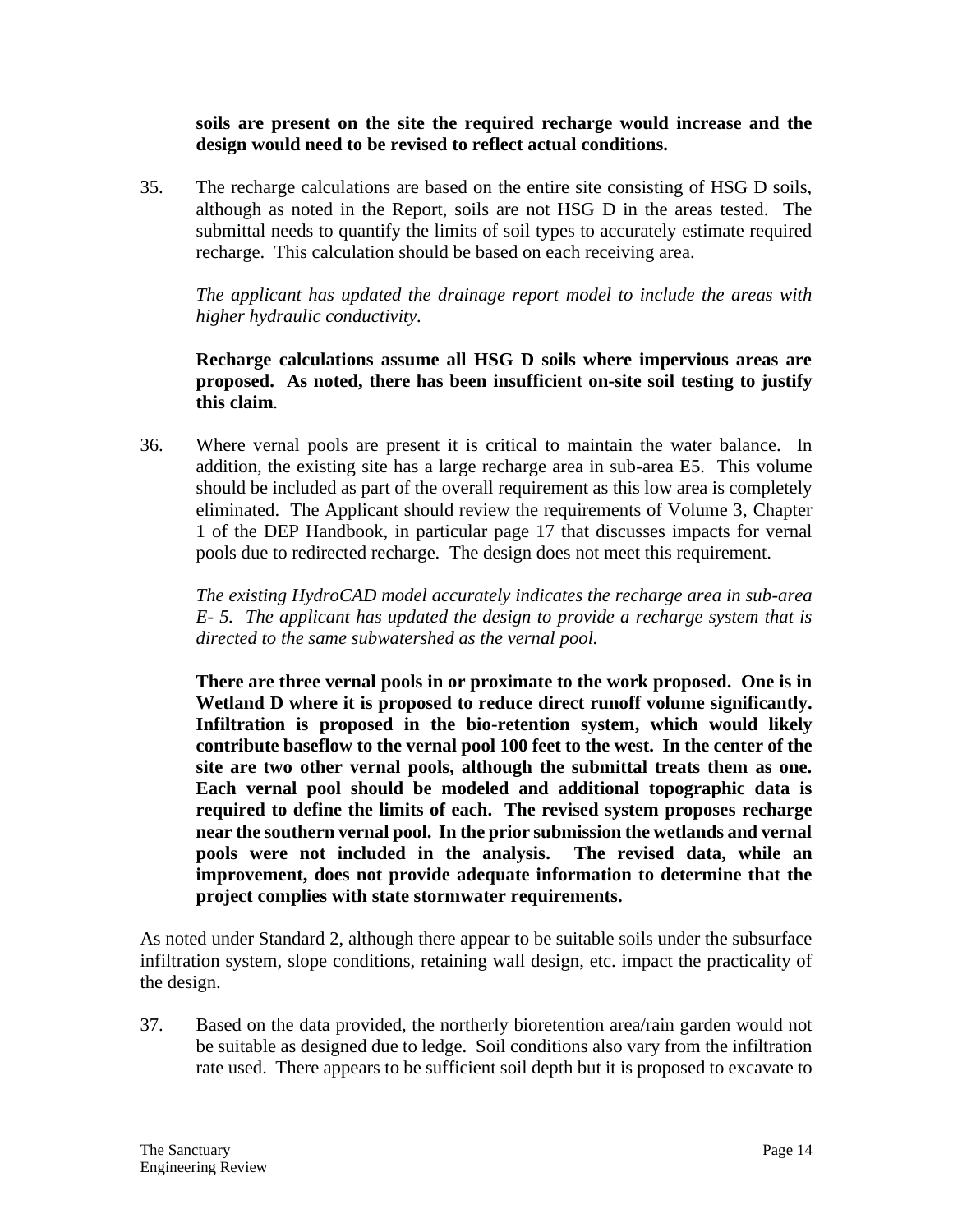**soils are present on the site the required recharge would increase and the design would need to be revised to reflect actual conditions.**

35. The recharge calculations are based on the entire site consisting of HSG D soils, although as noted in the Report, soils are not HSG D in the areas tested. The submittal needs to quantify the limits of soil types to accurately estimate required recharge. This calculation should be based on each receiving area.

    *The applicant has updated the drainage report model to include the areas with higher hydraulic conductivity.*

    **Recharge calculations assume all HSG D soils where impervious areas are proposed. As noted, there has been insufficient on-site soil testing to justify this claim.**

36. Where vernal pools are present it is critical to maintain the water balance. In addition, the existing site has a large recharge area in sub-area E5. This volume should be included as part of the overall requirement as this low area is completely eliminated. The Applicant should review the requirements of Volume 3, Chapter 1 of the DEP Handbook, in particular page 17 that discusses impacts for vernal pools due to redirected recharge. The design does not meet this requirement.

    *The existing HydroCAD model accurately indicates the recharge area in sub-area E- 5. The applicant has updated the design to provide a recharge system that is directed to the same subwatershed as the vernal pool.*

    **There are three vernal pools in or proximate to the work proposed. One is in Wetland D where it is proposed to reduce direct runoff volume significantly. Infiltration is proposed in the bio-retention system, which would likely contribute baseflow to the vernal pool 100 feet to the west. In the center of the site are two other vernal pools, although the submittal treats them as one. Each vernal pool should be modeled and additional topographic data is required to define the limits of each. The revised system proposes recharge near the southern vernal pool. In the prior submission the wetlands and vernal pools were not included in the analysis. The revised data, while an improvement, does not provide adequate information to determine that the project complies with state stormwater requirements.**

As noted under Standard 2, although there appear to be suitable soils under the subsurface infiltration system, slope conditions, retaining wall design, etc. impact the practicality of the design.

37. Based on the data provided, the northerly bioretention area/rain garden would not be suitable as designed due to ledge. Soil conditions also vary from the infiltration rate used. There appears to be sufficient soil depth but it is proposed to excavate to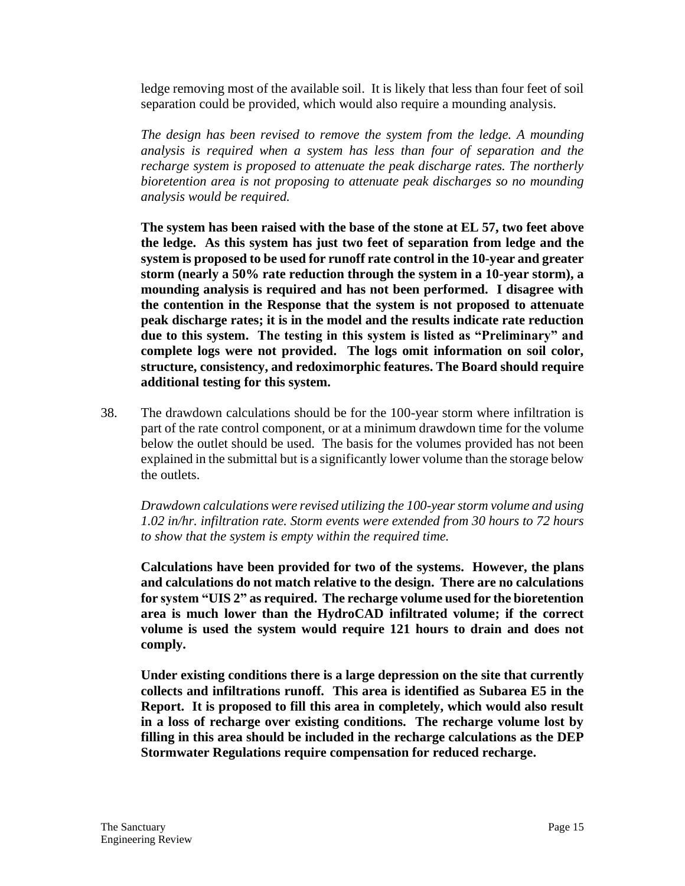ledge removing most of the available soil. It is likely that less than four feet of soil separation could be provided, which would also require a mounding analysis.

*The design has been revised to remove the system from the ledge. A mounding analysis is required when a system has less than four of separation and the recharge system is proposed to attenuate the peak discharge rates. The northerly bioretention area is not proposing to attenuate peak discharges so no mounding analysis would be required.*

**The system has been raised with the base of the stone at EL 57, two feet above the ledge. As this system has just two feet of separation from ledge and the system is proposed to be used for runoff rate control in the 10-year and greater storm (nearly a 50% rate reduction through the system in a 10-year storm), a mounding analysis is required and has not been performed. I disagree with the contention in the Response that the system is not proposed to attenuate peak discharge rates; it is in the model and the results indicate rate reduction due to this system. The testing in this system is listed as "Preliminary" and complete logs were not provided. The logs omit information on soil color, structure, consistency, and redoximorphic features. The Board should require additional testing for this system.**

38. The drawdown calculations should be for the 100-year storm where infiltration is part of the rate control component, or at a minimum drawdown time for the volume below the outlet should be used. The basis for the volumes provided has not been explained in the submittal but is a significantly lower volume than the storage below the outlets.

    *Drawdown calculations were revised utilizing the 100-year storm volume and using 1.02 in/hr. infiltration rate. Storm events were extended from 30 hours to 72 hours to show that the system is empty within the required time.*

    **Calculations have been provided for two of the systems. However, the plans and calculations do not match relative to the design. There are no calculations for system "UIS 2" as required. The recharge volume used for the bioretention area is much lower than the HydroCAD infiltrated volume; if the correct volume is used the system would require 121 hours to drain and does not comply.**

    **Under existing conditions there is a large depression on the site that currently collects and infiltrations runoff. This area is identified as Subarea E5 in the Report. It is proposed to fill this area in completely, which would also result in a loss of recharge over existing conditions. The recharge volume lost by filling in this area should be included in the recharge calculations as the DEP Stormwater Regulations require compensation for reduced recharge.**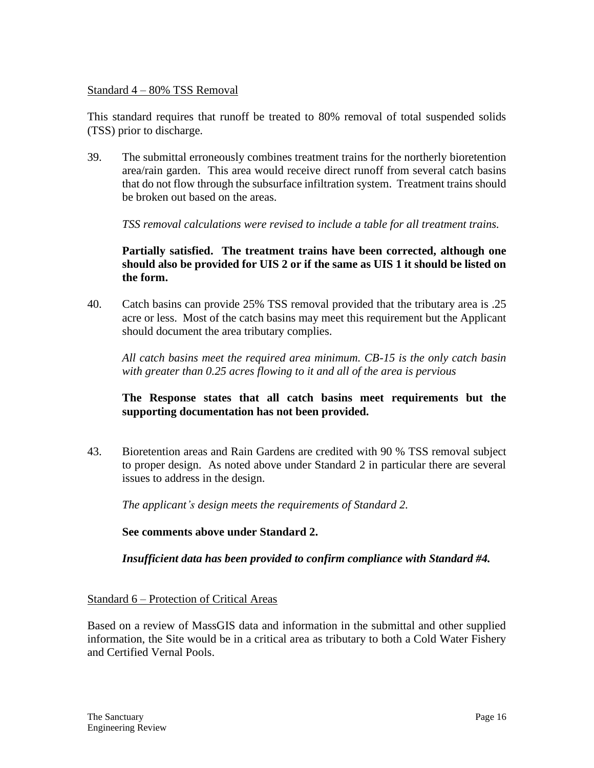Standard 4 – 80% TSS Removal

This standard requires that runoff be treated to 80% removal of total suspended solids (TSS) prior to discharge.

39. The submittal erroneously combines treatment trains for the northerly bioretention area/rain garden. This area would receive direct runoff from several catch basins that do not flow through the subsurface infiltration system. Treatment trains should be broken out based on the areas.

    *TSS removal calculations were revised to include a table for all treatment trains.*

    **Partially satisfied. The treatment trains have been corrected, although one should also be provided for UIS 2 or if the same as UIS 1 it should be listed on the form.**

40. Catch basins can provide 25% TSS removal provided that the tributary area is .25 acre or less. Most of the catch basins may meet this requirement but the Applicant should document the area tributary complies.

    *All catch basins meet the required area minimum. CB-15 is the only catch basin with greater than 0.25 acres flowing to it and all of the area is pervious*

    **The Response states that all catch basins meet requirements but the supporting documentation has not been provided.**

43. Bioretention areas and Rain Gardens are credited with 90 % TSS removal subject to proper design. As noted above under Standard 2 in particular there are several issues to address in the design.

    *The applicant's design meets the requirements of Standard 2.*

    **See comments above under Standard 2.**

    ***Insufficient data has been provided to confirm compliance with Standard #4.***

Standard 6 – Protection of Critical Areas

Based on a review of MassGIS data and information in the submittal and other supplied information, the Site would be in a critical area as tributary to both a Cold Water Fishery and Certified Vernal Pools.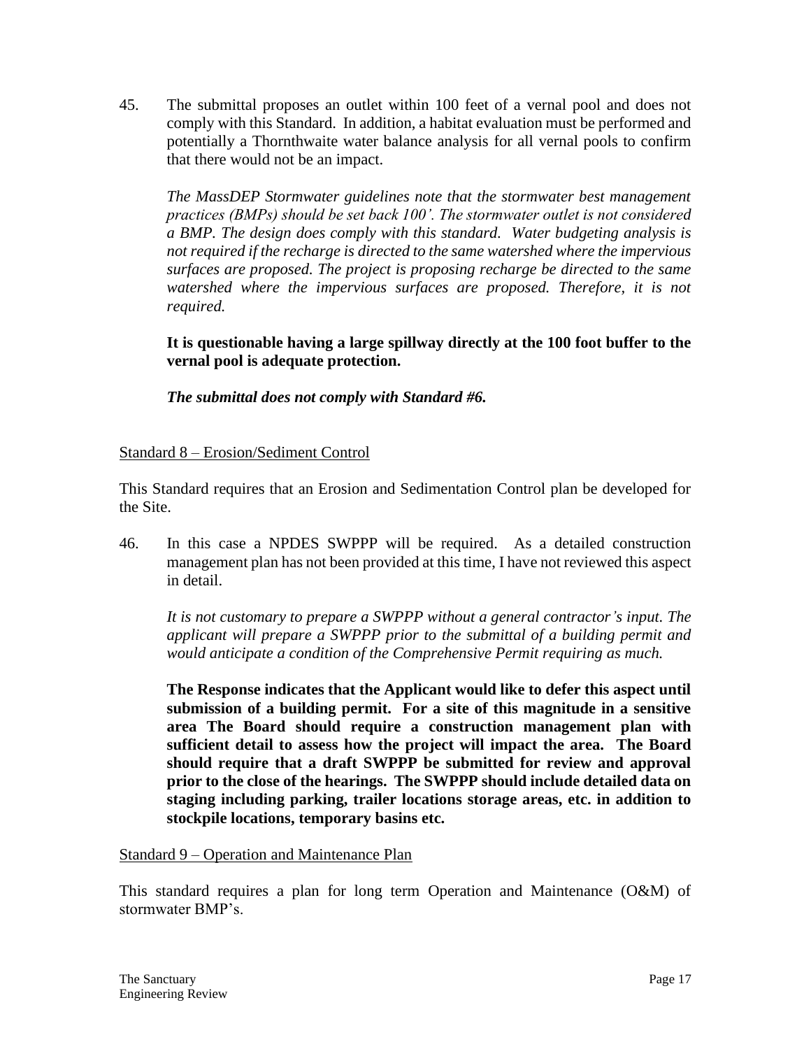45. The submittal proposes an outlet within 100 feet of a vernal pool and does not comply with this Standard. In addition, a habitat evaluation must be performed and potentially a Thornthwaite water balance analysis for all vernal pools to confirm that there would not be an impact.

    *The MassDEP Stormwater guidelines note that the stormwater best management practices (BMPs) should be set back 100'. The stormwater outlet is not considered a BMP. The design does comply with this standard. Water budgeting analysis is not required if the recharge is directed to the same watershed where the impervious surfaces are proposed. The project is proposing recharge be directed to the same watershed where the impervious surfaces are proposed. Therefore, it is not required.*

    **It is questionable having a large spillway directly at the 100 foot buffer to the vernal pool is adequate protection.**

    ***The submittal does not comply with Standard #6.***

Standard 8 – Erosion/Sediment Control

This Standard requires that an Erosion and Sedimentation Control plan be developed for the Site.

46. In this case a NPDES SWPPP will be required. As a detailed construction management plan has not been provided at this time, I have not reviewed this aspect in detail.

    *It is not customary to prepare a SWPPP without a general contractor's input. The applicant will prepare a SWPPP prior to the submittal of a building permit and would anticipate a condition of the Comprehensive Permit requiring as much.*

    **The Response indicates that the Applicant would like to defer this aspect until submission of a building permit. For a site of this magnitude in a sensitive area The Board should require a construction management plan with sufficient detail to assess how the project will impact the area. The Board should require that a draft SWPPP be submitted for review and approval prior to the close of the hearings. The SWPPP should include detailed data on staging including parking, trailer locations storage areas, etc. in addition to stockpile locations, temporary basins etc.**

Standard 9 – Operation and Maintenance Plan

This standard requires a plan for long term Operation and Maintenance (O&M) of stormwater BMP's.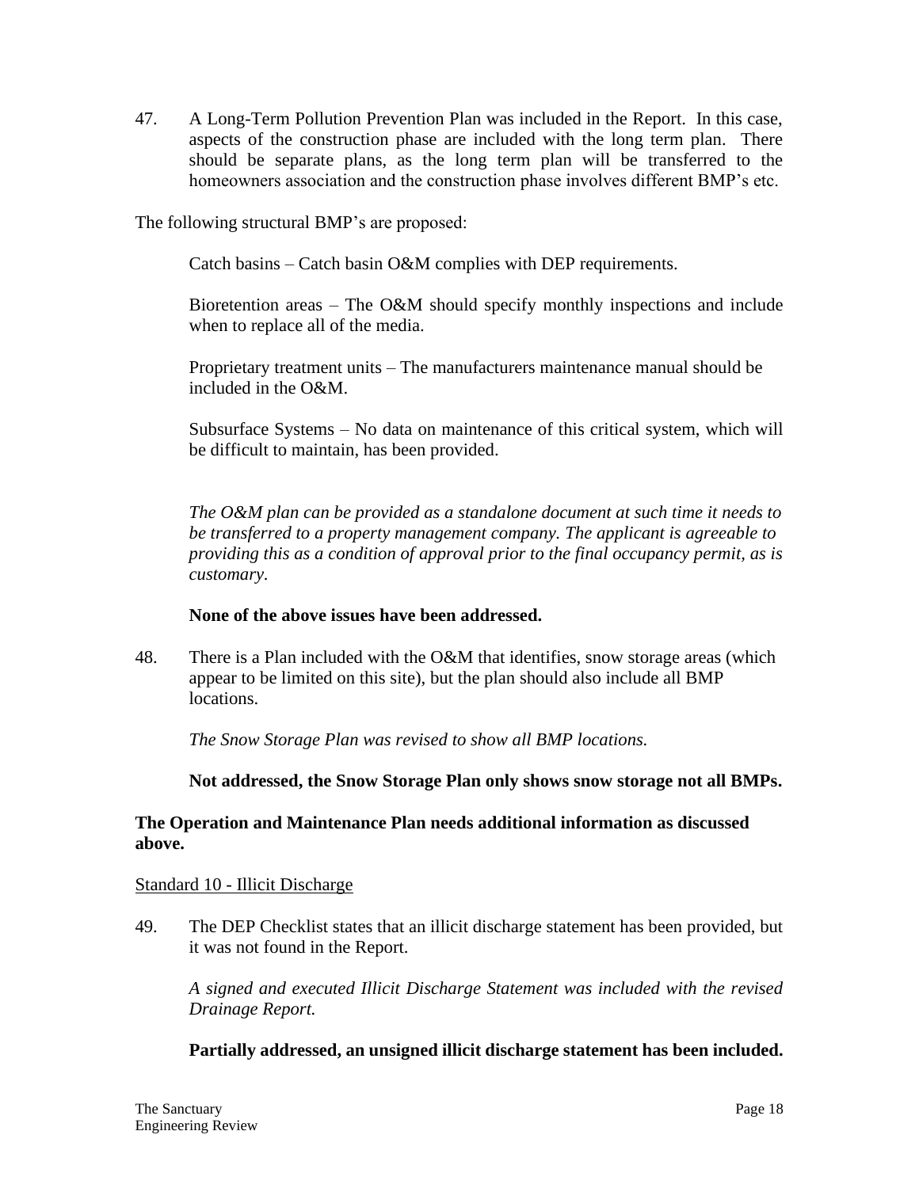47. A Long-Term Pollution Prevention Plan was included in the Report. In this case, aspects of the construction phase are included with the long term plan. There should be separate plans, as the long term plan will be transferred to the homeowners association and the construction phase involves different BMP's etc.

The following structural BMP's are proposed:

Catch basins – Catch basin O&M complies with DEP requirements.

Bioretention areas – The O&M should specify monthly inspections and include when to replace all of the media.

Proprietary treatment units – The manufacturers maintenance manual should be included in the O&M.

Subsurface Systems – No data on maintenance of this critical system, which will be difficult to maintain, has been provided.

*The O&M plan can be provided as a standalone document at such time it needs to be transferred to a property management company. The applicant is agreeable to providing this as a condition of approval prior to the final occupancy permit, as is customary.*

**None of the above issues have been addressed.**

48. There is a Plan included with the O&M that identifies, snow storage areas (which appear to be limited on this site), but the plan should also include all BMP locations.

*The Snow Storage Plan was revised to show all BMP locations.*

**Not addressed, the Snow Storage Plan only shows snow storage not all BMPs.**

**The Operation and Maintenance Plan needs additional information as discussed above.**

Standard 10 - Illicit Discharge

49. The DEP Checklist states that an illicit discharge statement has been provided, but it was not found in the Report.

*A signed and executed Illicit Discharge Statement was included with the revised Drainage Report.*

**Partially addressed, an unsigned illicit discharge statement has been included.**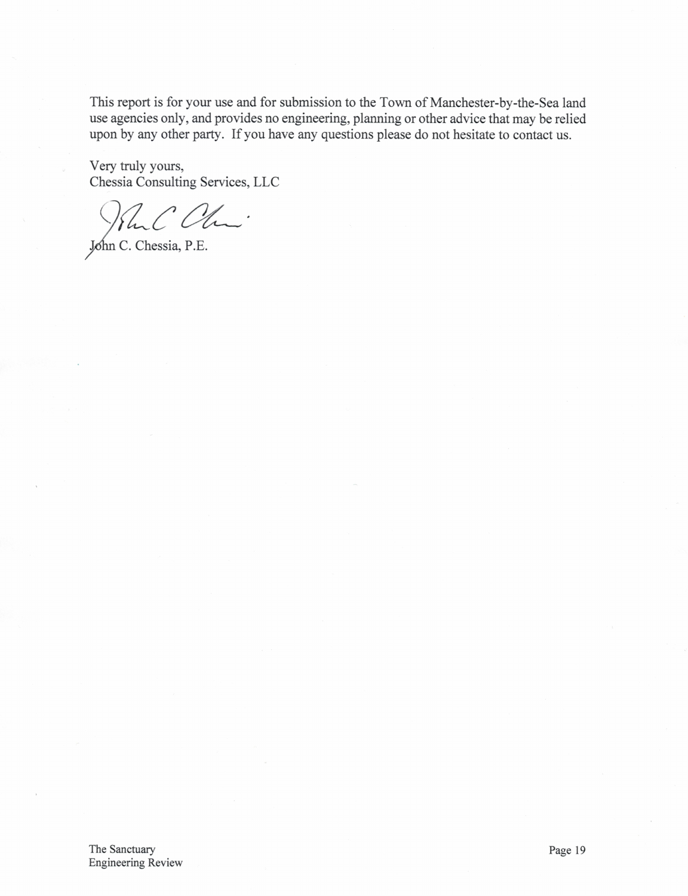This report is for your use and for submission to the Town of Manchester-by-the-Sea land use agencies only, and provides no engineering, planning or other advice that may be relied upon by any other party. If you have any questions please do not hesitate to contact us.

Very truly yours,
Chessia Consulting Services, LLC

John C. Chessia, P.E.